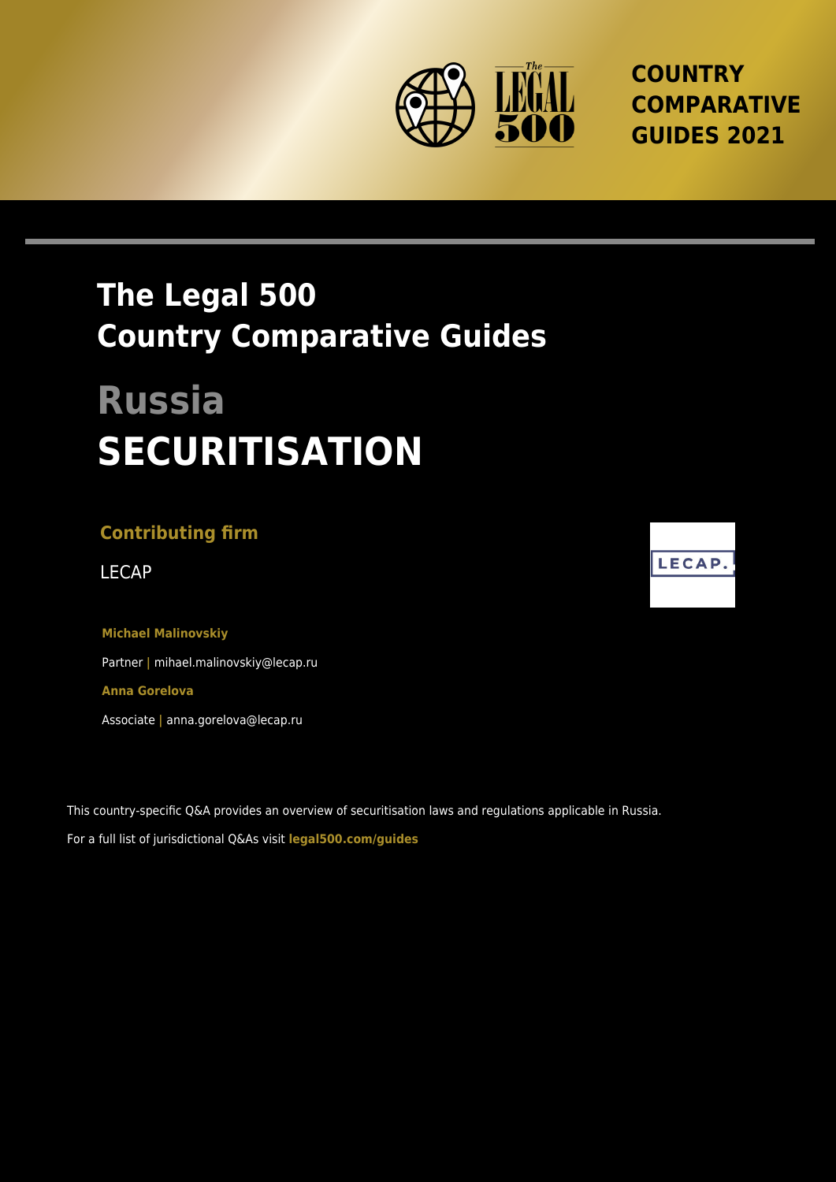COUNTRY COMPARATIVE GUIDES 2021

# The Legal 500 Country Comparative Guides

# Russia

# SECURITISATION

**Contributing firm**

LECAP

**Michael Malinovskiy**

Partner | mihael.malinovskiy@lecap.ru

**Anna Gorelova**

Associate | anna.gorelova@lecap.ru

This country-specific Q&A provides an overview of securitisation laws and regulations applicable in Russia.

For a full list of jurisdictional Q&As visit **legal500.com/guides**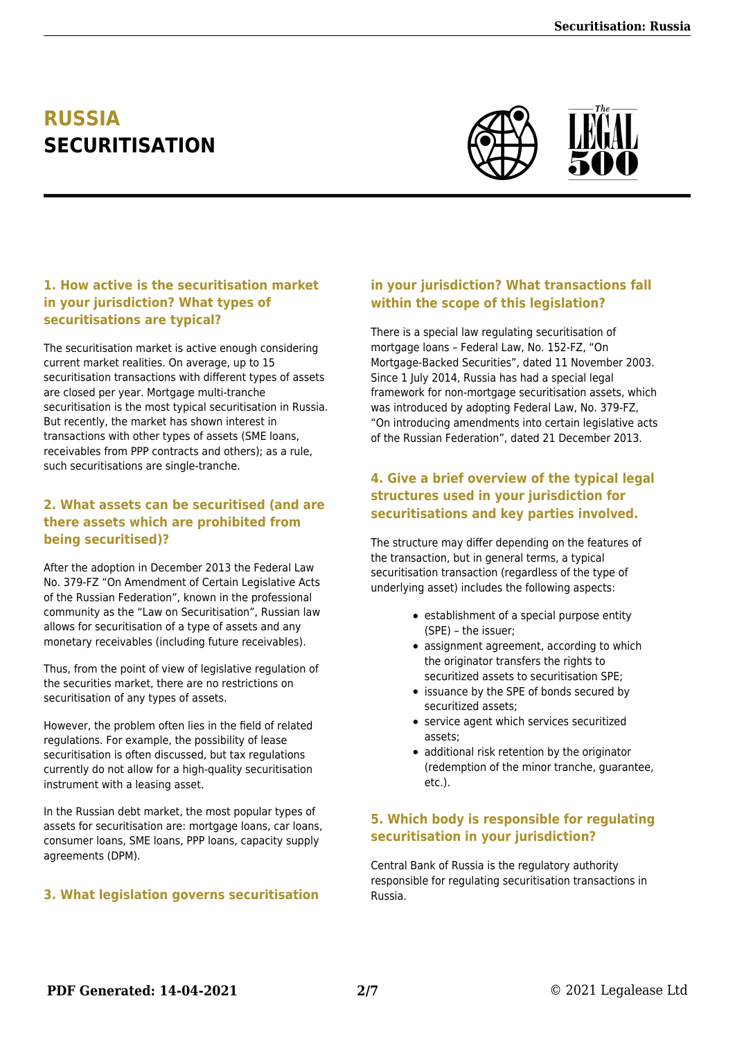# RUSSIA
# SECURITISATION

### 1. How active is the securitisation market in your jurisdiction? What types of securitisations are typical?

The securitisation market is active enough considering current market realities. On average, up to 15 securitisation transactions with different types of assets are closed per year. Mortgage multi-tranche securitisation is the most typical securitisation in Russia. But recently, the market has shown interest in transactions with other types of assets (SME loans, receivables from PPP contracts and others); as a rule, such securitisations are single-tranche.

### 2. What assets can be securitised (and are there assets which are prohibited from being securitised)?

After the adoption in December 2013 the Federal Law No. 379-FZ "On Amendment of Certain Legislative Acts of the Russian Federation", known in the professional community as the "Law on Securitisation", Russian law allows for securitisation of a type of assets and any monetary receivables (including future receivables).

Thus, from the point of view of legislative regulation of the securities market, there are no restrictions on securitisation of any types of assets.

However, the problem often lies in the field of related regulations. For example, the possibility of lease securitisation is often discussed, but tax regulations currently do not allow for a high-quality securitisation instrument with a leasing asset.

In the Russian debt market, the most popular types of assets for securitisation are: mortgage loans, car loans, consumer loans, SME loans, PPP loans, capacity supply agreements (DPM).

### 3. What legislation governs securitisation in your jurisdiction? What transactions fall within the scope of this legislation?

There is a special law regulating securitisation of mortgage loans – Federal Law, No. 152-FZ, "On Mortgage-Backed Securities", dated 11 November 2003. Since 1 July 2014, Russia has had a special legal framework for non-mortgage securitisation assets, which was introduced by adopting Federal Law, No. 379-FZ, "On introducing amendments into certain legislative acts of the Russian Federation", dated 21 December 2013.

### 4. Give a brief overview of the typical legal structures used in your jurisdiction for securitisations and key parties involved.

The structure may differ depending on the features of the transaction, but in general terms, a typical securitisation transaction (regardless of the type of underlying asset) includes the following aspects:

- establishment of a special purpose entity (SPE) – the issuer;
- assignment agreement, according to which the originator transfers the rights to securitized assets to securitisation SPE;
- issuance by the SPE of bonds secured by securitized assets;
- service agent which services securitized assets;
- additional risk retention by the originator (redemption of the minor tranche, guarantee, etc.).

### 5. Which body is responsible for regulating securitisation in your jurisdiction?

Central Bank of Russia is the regulatory authority responsible for regulating securitisation transactions in Russia.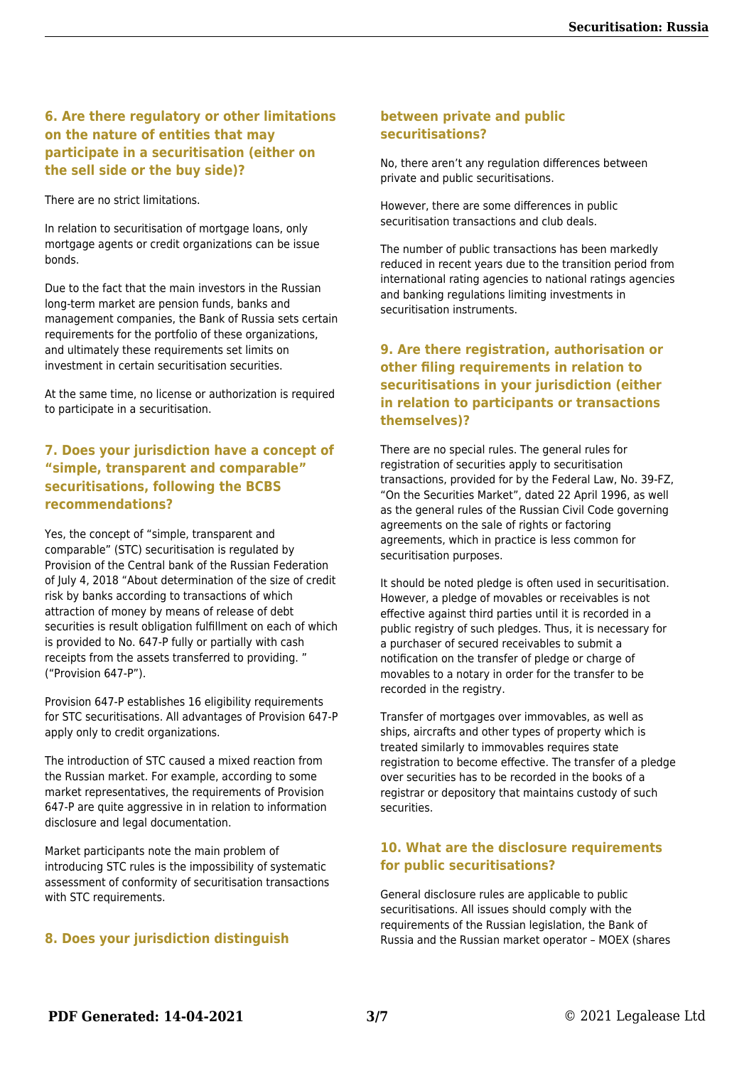### 6. Are there regulatory or other limitations on the nature of entities that may participate in a securitisation (either on the sell side or the buy side)?

There are no strict limitations.

In relation to securitisation of mortgage loans, only mortgage agents or credit organizations can be issue bonds.

Due to the fact that the main investors in the Russian long-term market are pension funds, banks and management companies, the Bank of Russia sets certain requirements for the portfolio of these organizations, and ultimately these requirements set limits on investment in certain securitisation securities.

At the same time, no license or authorization is required to participate in a securitisation.

### 7. Does your jurisdiction have a concept of "simple, transparent and comparable" securitisations, following the BCBS recommendations?

Yes, the concept of "simple, transparent and comparable" (STC) securitisation is regulated by Provision of the Central bank of the Russian Federation of July 4, 2018 "About determination of the size of credit risk by banks according to transactions of which attraction of money by means of release of debt securities is result obligation fulfillment on each of which is provided to No. 647-P fully or partially with cash receipts from the assets transferred to providing. " ("Provision 647-P").

Provision 647-P establishes 16 eligibility requirements for STC securitisations. All advantages of Provision 647-P apply only to credit organizations.

The introduction of STC caused a mixed reaction from the Russian market. For example, according to some market representatives, the requirements of Provision 647-P are quite aggressive in in relation to information disclosure and legal documentation.

Market participants note the main problem of introducing STC rules is the impossibility of systematic assessment of conformity of securitisation transactions with STC requirements.

### 8. Does your jurisdiction distinguish between private and public securitisations?

No, there aren't any regulation differences between private and public securitisations.

However, there are some differences in public securitisation transactions and club deals.

The number of public transactions has been markedly reduced in recent years due to the transition period from international rating agencies to national ratings agencies and banking regulations limiting investments in securitisation instruments.

### 9. Are there registration, authorisation or other filing requirements in relation to securitisations in your jurisdiction (either in relation to participants or transactions themselves)?

There are no special rules. The general rules for registration of securities apply to securitisation transactions, provided for by the Federal Law, No. 39-FZ, "On the Securities Market", dated 22 April 1996, as well as the general rules of the Russian Civil Code governing agreements on the sale of rights or factoring agreements, which in practice is less common for securitisation purposes.

It should be noted pledge is often used in securitisation. However, a pledge of movables or receivables is not effective against third parties until it is recorded in a public registry of such pledges. Thus, it is necessary for a purchaser of secured receivables to submit a notification on the transfer of pledge or charge of movables to a notary in order for the transfer to be recorded in the registry.

Transfer of mortgages over immovables, as well as ships, aircrafts and other types of property which is treated similarly to immovables requires state registration to become effective. The transfer of a pledge over securities has to be recorded in the books of a registrar or depository that maintains custody of such securities.

### 10. What are the disclosure requirements for public securitisations?

General disclosure rules are applicable to public securitisations. All issues should comply with the requirements of the Russian legislation, the Bank of Russia and the Russian market operator – MOEX (shares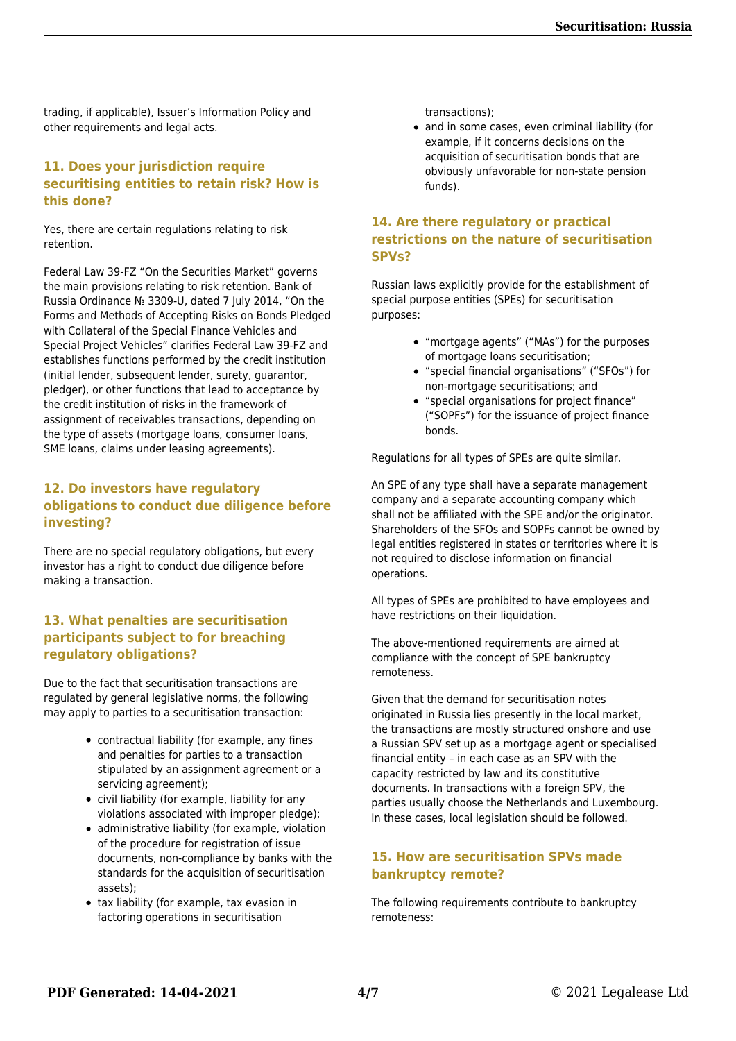trading, if applicable), Issuer's Information Policy and other requirements and legal acts.

## 11. Does your jurisdiction require securitising entities to retain risk? How is this done?

Yes, there are certain regulations relating to risk retention.

Federal Law 39-FZ "On the Securities Market" governs the main provisions relating to risk retention. Bank of Russia Ordinance № 3309-U, dated 7 July 2014, "On the Forms and Methods of Accepting Risks on Bonds Pledged with Collateral of the Special Finance Vehicles and Special Project Vehicles" clarifies Federal Law 39-FZ and establishes functions performed by the credit institution (initial lender, subsequent lender, surety, guarantor, pledger), or other functions that lead to acceptance by the credit institution of risks in the framework of assignment of receivables transactions, depending on the type of assets (mortgage loans, consumer loans, SME loans, claims under leasing agreements).

## 12. Do investors have regulatory obligations to conduct due diligence before investing?

There are no special regulatory obligations, but every investor has a right to conduct due diligence before making a transaction.

## 13. What penalties are securitisation participants subject to for breaching regulatory obligations?

Due to the fact that securitisation transactions are regulated by general legislative norms, the following may apply to parties to a securitisation transaction:

- contractual liability (for example, any fines and penalties for parties to a transaction stipulated by an assignment agreement or a servicing agreement);
- civil liability (for example, liability for any violations associated with improper pledge);
- administrative liability (for example, violation of the procedure for registration of issue documents, non-compliance by banks with the standards for the acquisition of securitisation assets);
- tax liability (for example, tax evasion in factoring operations in securitisation transactions);
- and in some cases, even criminal liability (for example, if it concerns decisions on the acquisition of securitisation bonds that are obviously unfavorable for non-state pension funds).

## 14. Are there regulatory or practical restrictions on the nature of securitisation SPVs?

Russian laws explicitly provide for the establishment of special purpose entities (SPEs) for securitisation purposes:

- "mortgage agents" ("MAs") for the purposes of mortgage loans securitisation;
- "special financial organisations" ("SFOs") for non-mortgage securitisations; and
- "special organisations for project finance" ("SOPFs") for the issuance of project finance bonds.

Regulations for all types of SPEs are quite similar.

An SPE of any type shall have a separate management company and a separate accounting company which shall not be affiliated with the SPE and/or the originator. Shareholders of the SFOs and SOPFs cannot be owned by legal entities registered in states or territories where it is not required to disclose information on financial operations.

All types of SPEs are prohibited to have employees and have restrictions on their liquidation.

The above-mentioned requirements are aimed at compliance with the concept of SPE bankruptcy remoteness.

Given that the demand for securitisation notes originated in Russia lies presently in the local market, the transactions are mostly structured onshore and use a Russian SPV set up as a mortgage agent or specialised financial entity – in each case as an SPV with the capacity restricted by law and its constitutive documents. In transactions with a foreign SPV, the parties usually choose the Netherlands and Luxembourg. In these cases, local legislation should be followed.

## 15. How are securitisation SPVs made bankruptcy remote?

The following requirements contribute to bankruptcy remoteness: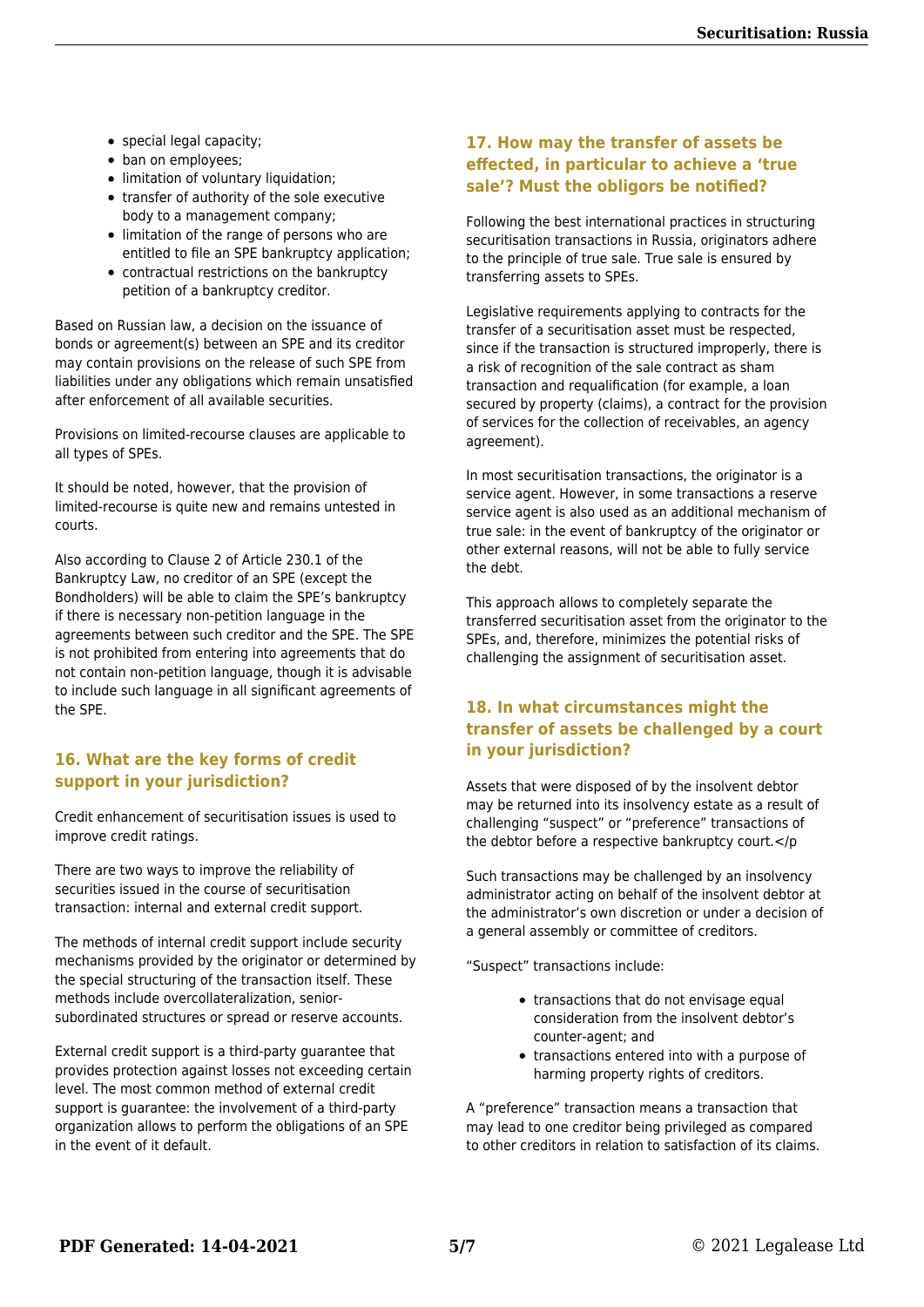- special legal capacity;
- ban on employees;
- limitation of voluntary liquidation;
- transfer of authority of the sole executive body to a management company;
- limitation of the range of persons who are entitled to file an SPE bankruptcy application;
- contractual restrictions on the bankruptcy petition of a bankruptcy creditor.

Based on Russian law, a decision on the issuance of bonds or agreement(s) between an SPE and its creditor may contain provisions on the release of such SPE from liabilities under any obligations which remain unsatisfied after enforcement of all available securities.

Provisions on limited-recourse clauses are applicable to all types of SPEs.

It should be noted, however, that the provision of limited-recourse is quite new and remains untested in courts.

Also according to Clause 2 of Article 230.1 of the Bankruptcy Law, no creditor of an SPE (except the Bondholders) will be able to claim the SPE's bankruptcy if there is necessary non-petition language in the agreements between such creditor and the SPE. The SPE is not prohibited from entering into agreements that do not contain non-petition language, though it is advisable to include such language in all significant agreements of the SPE.

## 16. What are the key forms of credit support in your jurisdiction?

Credit enhancement of securitisation issues is used to improve credit ratings.

There are two ways to improve the reliability of securities issued in the course of securitisation transaction: internal and external credit support.

The methods of internal credit support include security mechanisms provided by the originator or determined by the special structuring of the transaction itself. These methods include overcollateralization, senior-subordinated structures or spread or reserve accounts.

External credit support is a third-party guarantee that provides protection against losses not exceeding certain level. The most common method of external credit support is guarantee: the involvement of a third-party organization allows to perform the obligations of an SPE in the event of it default.

## 17. How may the transfer of assets be effected, in particular to achieve a 'true sale'? Must the obligors be notified?

Following the best international practices in structuring securitisation transactions in Russia, originators adhere to the principle of true sale. True sale is ensured by transferring assets to SPEs.

Legislative requirements applying to contracts for the transfer of a securitisation asset must be respected, since if the transaction is structured improperly, there is a risk of recognition of the sale contract as sham transaction and requalification (for example, a loan secured by property (claims), a contract for the provision of services for the collection of receivables, an agency agreement).

In most securitisation transactions, the originator is a service agent. However, in some transactions a reserve service agent is also used as an additional mechanism of true sale: in the event of bankruptcy of the originator or other external reasons, will not be able to fully service the debt.

This approach allows to completely separate the transferred securitisation asset from the originator to the SPEs, and, therefore, minimizes the potential risks of challenging the assignment of securitisation asset.

## 18. In what circumstances might the transfer of assets be challenged by a court in your jurisdiction?

Assets that were disposed of by the insolvent debtor may be returned into its insolvency estate as a result of challenging "suspect" or "preference" transactions of the debtor before a respective bankruptcy court.</p

Such transactions may be challenged by an insolvency administrator acting on behalf of the insolvent debtor at the administrator's own discretion or under a decision of a general assembly or committee of creditors.

"Suspect" transactions include:

- transactions that do not envisage equal consideration from the insolvent debtor's counter-agent; and
- transactions entered into with a purpose of harming property rights of creditors.

A "preference" transaction means a transaction that may lead to one creditor being privileged as compared to other creditors in relation to satisfaction of its claims.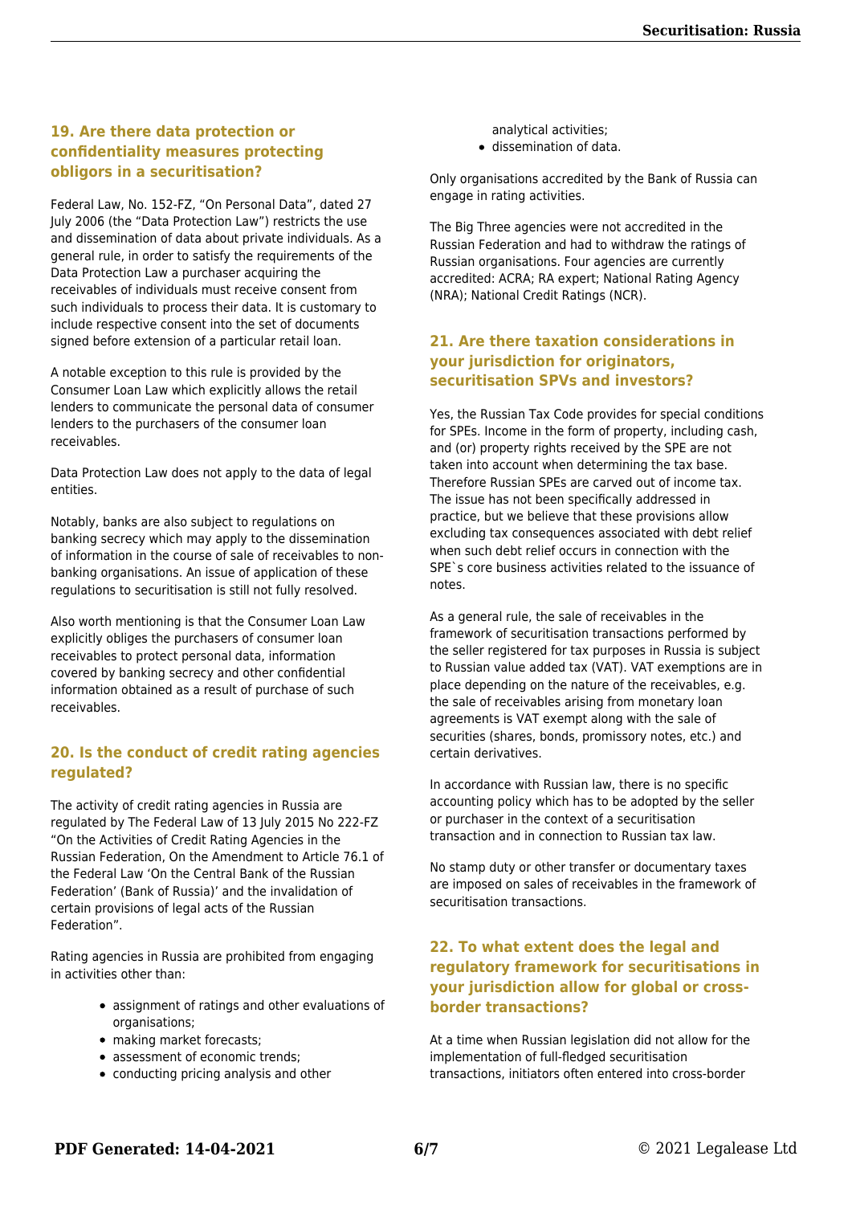### 19. Are there data protection or confidentiality measures protecting obligors in a securitisation?

Federal Law, No. 152-FZ, "On Personal Data", dated 27 July 2006 (the "Data Protection Law") restricts the use and dissemination of data about private individuals. As a general rule, in order to satisfy the requirements of the Data Protection Law a purchaser acquiring the receivables of individuals must receive consent from such individuals to process their data. It is customary to include respective consent into the set of documents signed before extension of a particular retail loan.

A notable exception to this rule is provided by the Consumer Loan Law which explicitly allows the retail lenders to communicate the personal data of consumer lenders to the purchasers of the consumer loan receivables.

Data Protection Law does not apply to the data of legal entities.

Notably, banks are also subject to regulations on banking secrecy which may apply to the dissemination of information in the course of sale of receivables to non-banking organisations. An issue of application of these regulations to securitisation is still not fully resolved.

Also worth mentioning is that the Consumer Loan Law explicitly obliges the purchasers of consumer loan receivables to protect personal data, information covered by banking secrecy and other confidential information obtained as a result of purchase of such receivables.

### 20. Is the conduct of credit rating agencies regulated?

The activity of credit rating agencies in Russia are regulated by The Federal Law of 13 July 2015 No 222-FZ "On the Activities of Credit Rating Agencies in the Russian Federation, On the Amendment to Article 76.1 of the Federal Law 'On the Central Bank of the Russian Federation' (Bank of Russia)' and the invalidation of certain provisions of legal acts of the Russian Federation".

Rating agencies in Russia are prohibited from engaging in activities other than:

- assignment of ratings and other evaluations of organisations;
- making market forecasts;
- assessment of economic trends;
- conducting pricing analysis and other analytical activities;
- dissemination of data.

Only organisations accredited by the Bank of Russia can engage in rating activities.

The Big Three agencies were not accredited in the Russian Federation and had to withdraw the ratings of Russian organisations. Four agencies are currently accredited: ACRA; RA expert; National Rating Agency (NRA); National Credit Ratings (NCR).

### 21. Are there taxation considerations in your jurisdiction for originators, securitisation SPVs and investors?

Yes, the Russian Tax Code provides for special conditions for SPEs. Income in the form of property, including cash, and (or) property rights received by the SPE are not taken into account when determining the tax base. Therefore Russian SPEs are carved out of income tax. The issue has not been specifically addressed in practice, but we believe that these provisions allow excluding tax consequences associated with debt relief when such debt relief occurs in connection with the SPE`s core business activities related to the issuance of notes.

As a general rule, the sale of receivables in the framework of securitisation transactions performed by the seller registered for tax purposes in Russia is subject to Russian value added tax (VAT). VAT exemptions are in place depending on the nature of the receivables, e.g. the sale of receivables arising from monetary loan agreements is VAT exempt along with the sale of securities (shares, bonds, promissory notes, etc.) and certain derivatives.

In accordance with Russian law, there is no specific accounting policy which has to be adopted by the seller or purchaser in the context of a securitisation transaction and in connection to Russian tax law.

No stamp duty or other transfer or documentary taxes are imposed on sales of receivables in the framework of securitisation transactions.

### 22. To what extent does the legal and regulatory framework for securitisations in your jurisdiction allow for global or cross-border transactions?

At a time when Russian legislation did not allow for the implementation of full-fledged securitisation transactions, initiators often entered into cross-border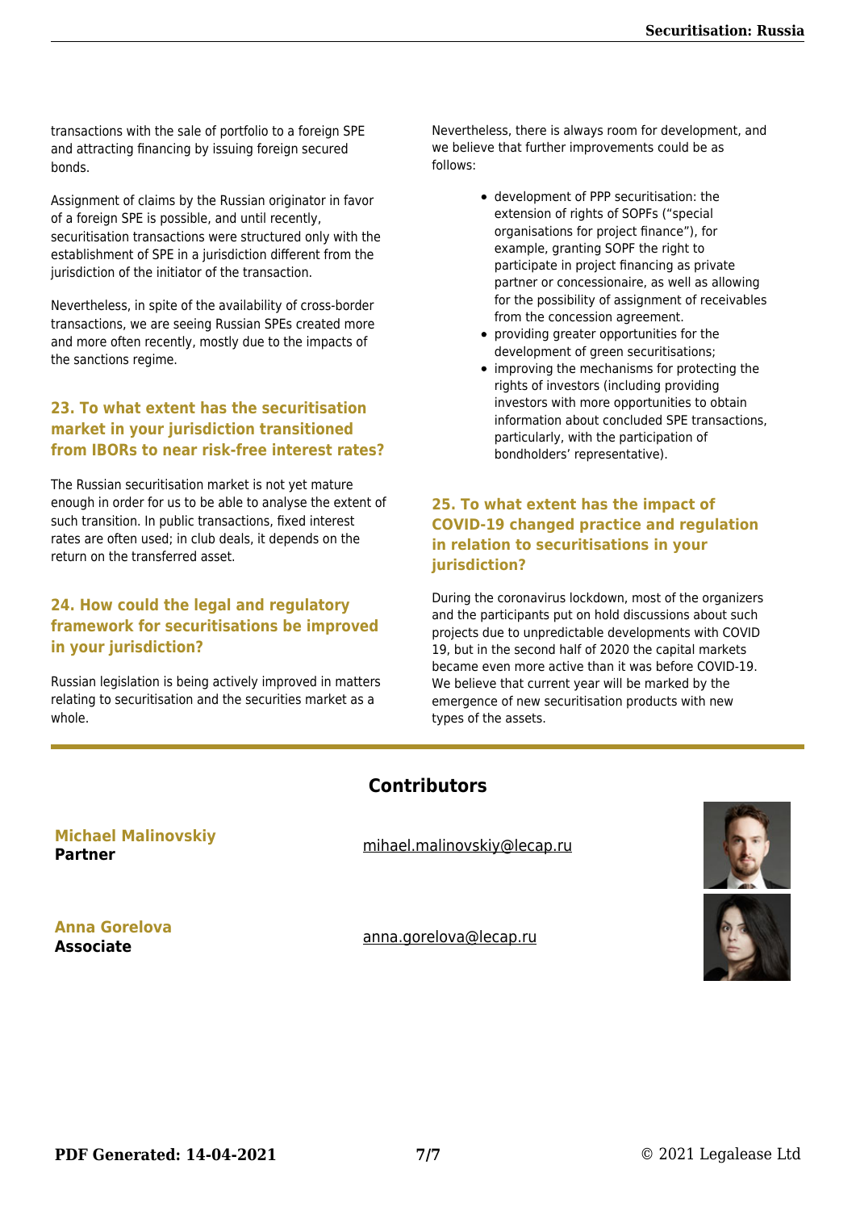transactions with the sale of portfolio to a foreign SPE and attracting financing by issuing foreign secured bonds.

Assignment of claims by the Russian originator in favor of a foreign SPE is possible, and until recently, securitisation transactions were structured only with the establishment of SPE in a jurisdiction different from the jurisdiction of the initiator of the transaction.

Nevertheless, in spite of the availability of cross-border transactions, we are seeing Russian SPEs created more and more often recently, mostly due to the impacts of the sanctions regime.

## 23. To what extent has the securitisation market in your jurisdiction transitioned from IBORs to near risk-free interest rates?

The Russian securitisation market is not yet mature enough in order for us to be able to analyse the extent of such transition. In public transactions, fixed interest rates are often used; in club deals, it depends on the return on the transferred asset.

## 24. How could the legal and regulatory framework for securitisations be improved in your jurisdiction?

Russian legislation is being actively improved in matters relating to securitisation and the securities market as a whole.

Nevertheless, there is always room for development, and we believe that further improvements could be as follows:

- development of PPP securitisation: the extension of rights of SOPFs ("special organisations for project finance"), for example, granting SOPF the right to participate in project financing as private partner or concessionaire, as well as allowing for the possibility of assignment of receivables from the concession agreement.
- providing greater opportunities for the development of green securitisations;
- improving the mechanisms for protecting the rights of investors (including providing investors with more opportunities to obtain information about concluded SPE transactions, particularly, with the participation of bondholders' representative).

## 25. To what extent has the impact of COVID-19 changed practice and regulation in relation to securitisations in your jurisdiction?

During the coronavirus lockdown, most of the organizers and the participants put on hold discussions about such projects due to unpredictable developments with COVID 19, but in the second half of 2020 the capital markets became even more active than it was before COVID-19. We believe that current year will be marked by the emergence of new securitisation products with new types of the assets.

## Contributors

**Michael Malinovskiy**
**Partner**

mihael.malinovskiy@lecap.ru

**Anna Gorelova**
**Associate**

anna.gorelova@lecap.ru